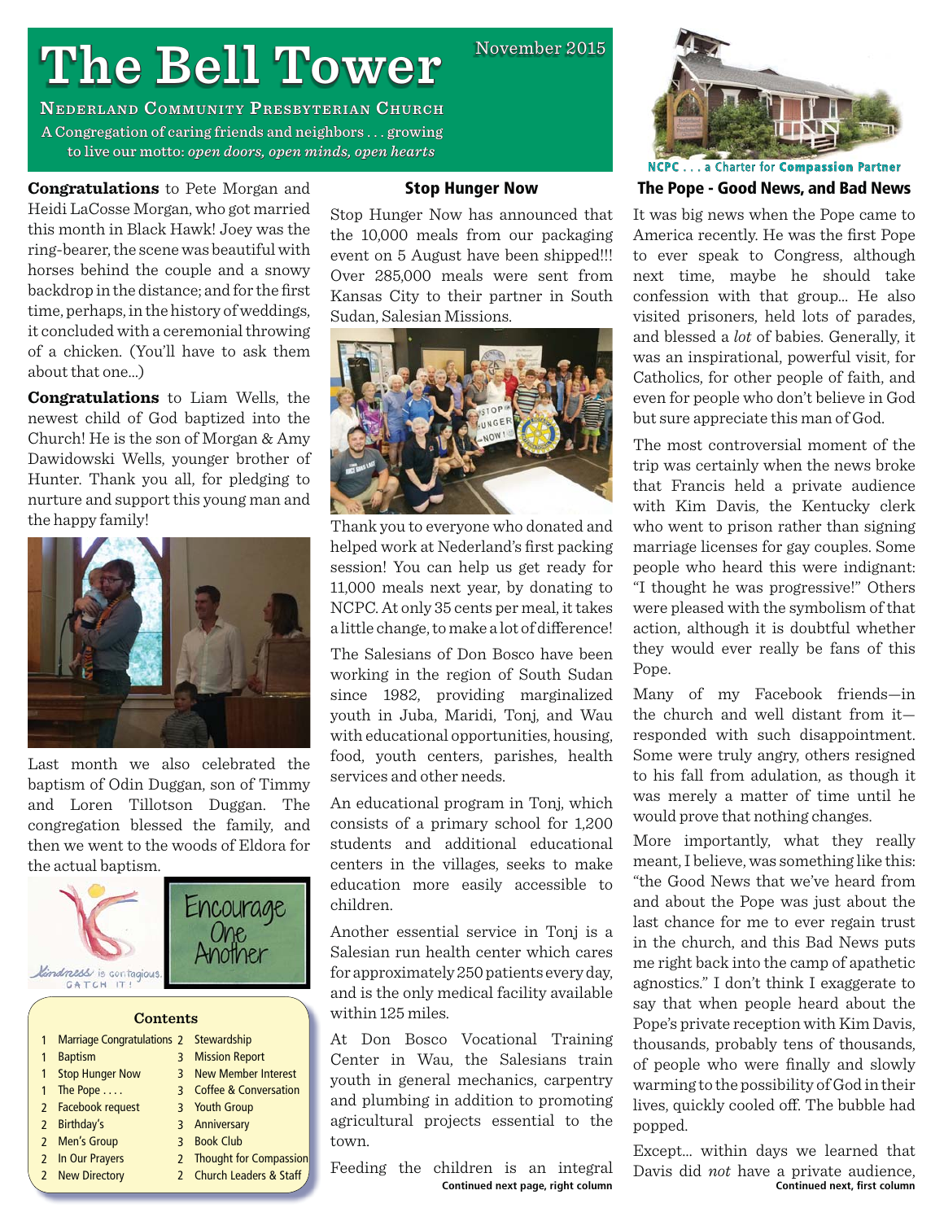# The Bell Tower

November 2015

**Nederland Community Presbyterian Church**

A Congregation of caring friends and neighbors . . . growing to live our motto: *open doors, open minds, open hearts*

NCPC . . . a Charter for **Compassion Partner**

**Congratulations** to Pete Morgan and Heidi LaCosse Morgan, who got married this month in Black Hawk! Joey was the ring-bearer, the scene was beautiful with horses behind the couple and a snowy backdrop in the distance; and for the first time, perhaps, in the history of weddings, it concluded with a ceremonial throwing of a chicken. (You'll have to ask them about that one...)

**Congratulations** to Liam Wells, the newest child of God baptized into the Church! He is the son of Morgan & Amy Dawidowski Wells, younger brother of Hunter. Thank you all, for pledging to nurture and support this young man and the happy family!

Last month we also celebrated the baptism of Odin Duggan, son of Timmy and Loren Tillotson Duggan. The congregation blessed the family, and then we went to the woods of Eldora for the actual baptism.

Kindness is contagious. CATCH IT!

Encourage One Another

### Contents

| | | | |
|---|---|---|---|
| 1 | Marriage Congratulations | 2 | Stewardship |
| 1 | Baptism | 3 | Mission Report |
| 1 | Stop Hunger Now | 3 | New Member Interest |
| 1 | The Pope . . . . | 3 | Coffee & Conversation |
| 2 | Facebook request | 3 | Youth Group |
| 2 | Birthday's | 3 | Anniversary |
| 2 | Men's Group | 3 | Book Club |
| 2 | In Our Prayers | 2 | Thought for Compassion |
| 2 | New Directory | 2 | Church Leaders & Staff |

## Stop Hunger Now

Stop Hunger Now has announced that the 10,000 meals from our packaging event on 5 August have been shipped!!! Over 285,000 meals were sent from Kansas City to their partner in South Sudan, Salesian Missions.

Thank you to everyone who donated and helped work at Nederland's first packing session! You can help us get ready for 11,000 meals next year, by donating to NCPC. At only 35 cents per meal, it takes a little change, to make a lot of difference!

The Salesians of Don Bosco have been working in the region of South Sudan since 1982, providing marginalized youth in Juba, Maridi, Tonj, and Wau with educational opportunities, housing, food, youth centers, parishes, health services and other needs.

An educational program in Tonj, which consists of a primary school for 1,200 students and additional educational centers in the villages, seeks to make education more easily accessible to children.

Another essential service in Tonj is a Salesian run health center which cares for approximately 250 patients every day, and is the only medical facility available within 125 miles.

At Don Bosco Vocational Training Center in Wau, the Salesians train youth in general mechanics, carpentry and plumbing in addition to promoting agricultural projects essential to the town.

Feeding the children is an integral

**Continued next page, right column**

## The Pope - Good News, and Bad News

It was big news when the Pope came to America recently. He was the first Pope to ever speak to Congress, although next time, maybe he should take confession with that group... He also visited prisoners, held lots of parades, and blessed a *lot* of babies. Generally, it was an inspirational, powerful visit, for Catholics, for other people of faith, and even for people who don't believe in God but sure appreciate this man of God.

The most controversial moment of the trip was certainly when the news broke that Francis held a private audience with Kim Davis, the Kentucky clerk who went to prison rather than signing marriage licenses for gay couples. Some people who heard this were indignant: "I thought he was progressive!" Others were pleased with the symbolism of that action, although it is doubtful whether they would ever really be fans of this Pope.

Many of my Facebook friends—in the church and well distant from it—responded with such disappointment. Some were truly angry, others resigned to his fall from adulation, as though it was merely a matter of time until he would prove that nothing changes.

More importantly, what they really meant, I believe, was something like this: "the Good News that we've heard from and about the Pope was just about the last chance for me to ever regain trust in the church, and this Bad News puts me right back into the camp of apathetic agnostics." I don't think I exaggerate to say that when people heard about the Pope's private reception with Kim Davis, thousands, probably tens of thousands, of people who were finally and slowly warming to the possibility of God in their lives, quickly cooled off. The bubble had popped.

Except... within days we learned that Davis did *not* have a private audience,

**Continued next, first column**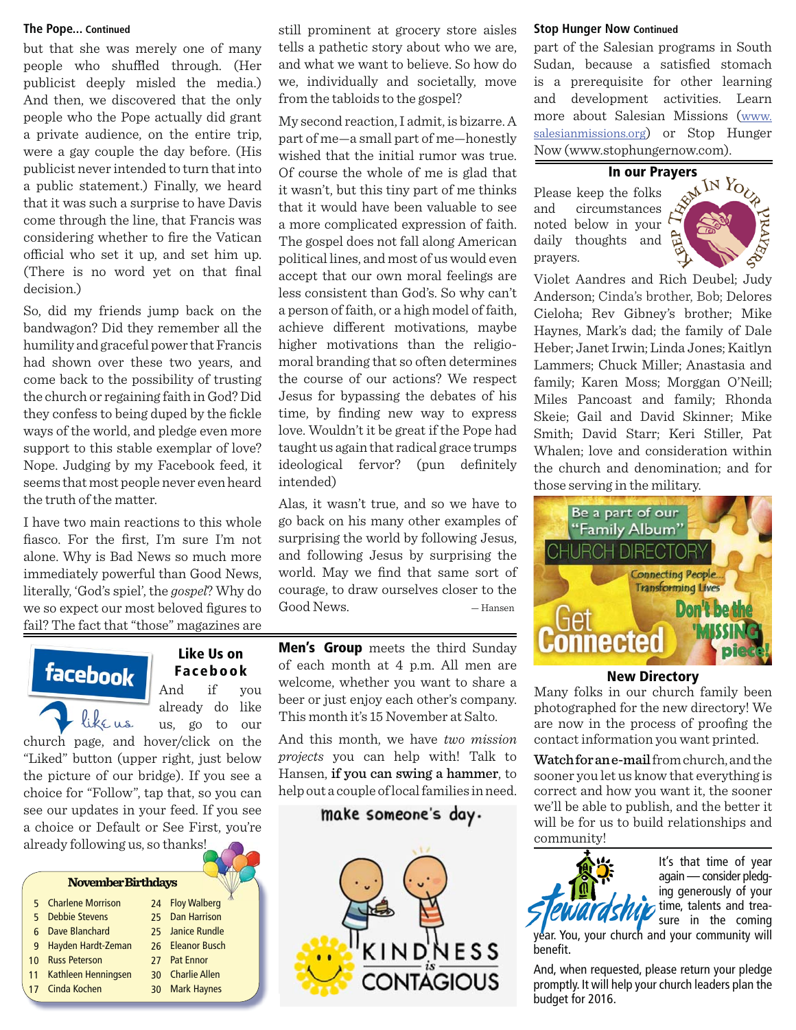### The Pope... Continued

but that she was merely one of many people who shuffled through. (Her publicist deeply misled the media.) And then, we discovered that the only people who the Pope actually did grant a private audience, on the entire trip, were a gay couple the day before. (His publicist never intended to turn that into a public statement.) Finally, we heard that it was such a surprise to have Davis come through the line, that Francis was considering whether to fire the Vatican official who set it up, and set him up. (There is no word yet on that final decision.)

So, did my friends jump back on the bandwagon? Did they remember all the humility and graceful power that Francis had shown over these two years, and come back to the possibility of trusting the church or regaining faith in God? Did they confess to being duped by the fickle ways of the world, and pledge even more support to this stable exemplar of love? Nope. Judging by my Facebook feed, it seems that most people never even heard the truth of the matter.

I have two main reactions to this whole fiasco. For the first, I'm sure I'm not alone. Why is Bad News so much more immediately powerful than Good News, literally, 'God's spiel', the *gospel*? Why do we so expect our most beloved figures to fail? The fact that "those" magazines are still prominent at grocery store aisles tells a pathetic story about who we are, and what we want to believe. So how do we, individually and societally, move from the tabloids to the gospel?

My second reaction, I admit, is bizarre. A part of me—a small part of me—honestly wished that the initial rumor was true. Of course the whole of me is glad that it wasn't, but this tiny part of me thinks that it would have been valuable to see a more complicated expression of faith. The gospel does not fall along American political lines, and most of us would even accept that our own moral feelings are less consistent than God's. So why can't a person of faith, or a high model of faith, achieve different motivations, maybe higher motivations than the religio-moral branding that so often determines the course of our actions? We respect Jesus for bypassing the debates of his time, by finding new way to express love. Wouldn't it be great if the Pope had taught us again that radical grace trumps ideological fervor? (pun definitely intended)

Alas, it wasn't true, and so we have to go back on his many other examples of surprising the world by following Jesus, and following Jesus by surprising the world. May we find that same sort of courage, to draw ourselves closer to the Good News.

— Hansen

### Stop Hunger Now Continued

part of the Salesian programs in South Sudan, because a satisfied stomach is a prerequisite for other learning and development activities. Learn more about Salesian Missions (www.salesianmissions.org) or Stop Hunger Now (www.stophungernow.com).

### In our Prayers

Please keep the folks and circumstances noted below in your daily thoughts and prayers.

Violet Aandres and Rich Deubel; Judy Anderson; Cinda's brother, Bob; Delores Cieloha; Rev Gibney's brother; Mike Haynes, Mark's dad; the family of Dale Heber; Janet Irwin; Linda Jones; Kaitlyn Lammers; Chuck Miller; Anastasia and family; Karen Moss; Morggan O'Neill; Miles Pancoast and family; Rhonda Skeie; Gail and David Skinner; Mike Smith; David Starr; Keri Stiller, Pat Whalen; love and consideration within the church and denomination; and for those serving in the military.

### Like Us on Facebook

And if you already do like us, go to our church page, and hover/click on the "Liked" button (upper right, just below the picture of our bridge). If you see a choice for "Follow", tap that, so you can see our updates in your feed. If you see a choice or Default or See First, you're already following us, so thanks!

### November Birthdays

| | | | |
|---|---|---|---|
| 5 | Charlene Morrison | 24 | Floy Walberg |
| 5 | Debbie Stevens | 25 | Dan Harrison |
| 6 | Dave Blanchard | 25 | Janice Rundle |
| 9 | Hayden Hardt-Zeman | 26 | Eleanor Busch |
| 10 | Russ Peterson | 27 | Pat Ennor |
| 11 | Kathleen Henningsen | 30 | Charlie Allen |
| 17 | Cinda Kochen | 30 | Mark Haynes |

**Men's Group** meets the third Sunday of each month at 4 p.m. All men are welcome, whether you want to share a beer or just enjoy each other's company. This month it's 15 November at Salto.

And this month, we have *two mission projects* you can help with! Talk to Hansen, **if you can swing a hammer**, to help out a couple of local families in need.

make someone's day.

KINDNESS *is* CONTAGIOUS

Be a part of our "Family Album" CHURCH DIRECTORY — Connecting People... Transforming Lives — Get Connected — Don't be the 'MISSING' piece!

### New Directory

Many folks in our church family been photographed for the new directory! We are now in the process of proofing the contact information you want printed.

**Watch for an e-mail** from church, and the sooner you let us know that everything is correct and how you want it, the sooner we'll be able to publish, and the better it will be for us to build relationships and community!

### Stewardship

It's that time of year again — consider pledging generously of your time, talents and treasure in the coming year. You, your church and your community will benefit.

And, when requested, please return your pledge promptly. It will help your church leaders plan the budget for 2016.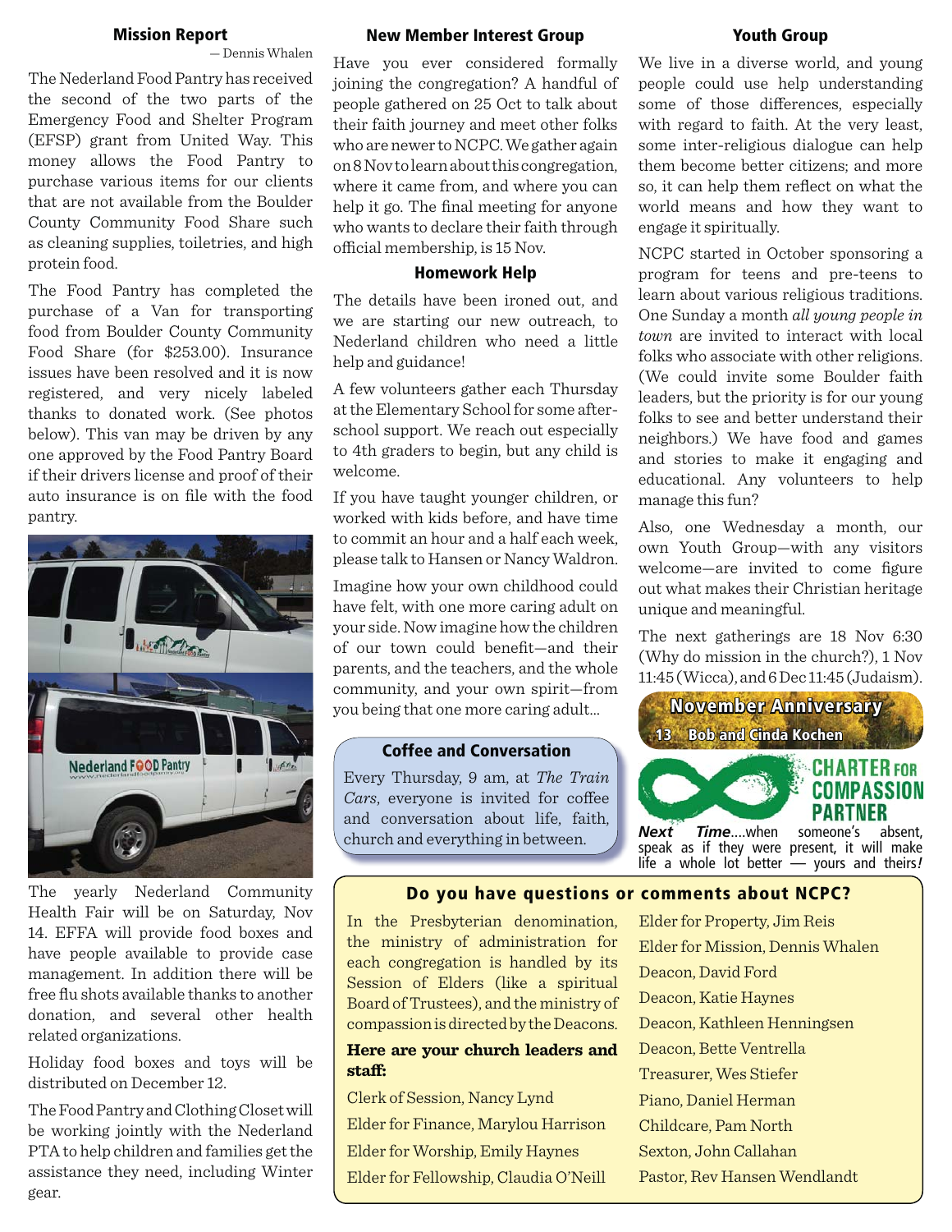## Mission Report

— Dennis Whalen

The Nederland Food Pantry has received the second of the two parts of the Emergency Food and Shelter Program (EFSP) grant from United Way. This money allows the Food Pantry to purchase various items for our clients that are not available from the Boulder County Community Food Share such as cleaning supplies, toiletries, and high protein food.

The Food Pantry has completed the purchase of a Van for transporting food from Boulder County Community Food Share (for $253.00). Insurance issues have been resolved and it is now registered, and very nicely labeled thanks to donated work. (See photos below). This van may be driven by any one approved by the Food Pantry Board if their drivers license and proof of their auto insurance is on file with the food pantry.

The yearly Nederland Community Health Fair will be on Saturday, Nov 14. EFFA will provide food boxes and have people available to provide case management. In addition there will be free flu shots available thanks to another donation, and several other health related organizations.

Holiday food boxes and toys will be distributed on December 12.

The Food Pantry and Clothing Closet will be working jointly with the Nederland PTA to help children and families get the assistance they need, including Winter gear.

## New Member Interest Group

Have you ever considered formally joining the congregation? A handful of people gathered on 25 Oct to talk about their faith journey and meet other folks who are newer to NCPC. We gather again on 8 Nov to learn about this congregation, where it came from, and where you can help it go. The final meeting for anyone who wants to declare their faith through official membership, is 15 Nov.

## Homework Help

The details have been ironed out, and we are starting our new outreach, to Nederland children who need a little help and guidance!

A few volunteers gather each Thursday at the Elementary School for some after-school support. We reach out especially to 4th graders to begin, but any child is welcome.

If you have taught younger children, or worked with kids before, and have time to commit an hour and a half each week, please talk to Hansen or Nancy Waldron.

Imagine how your own childhood could have felt, with one more caring adult on your side. Now imagine how the children of our town could benefit—and their parents, and the teachers, and the whole community, and your own spirit—from you being that one more caring adult...

## Coffee and Conversation

Every Thursday, 9 am, at *The Train Cars*, everyone is invited for coffee and conversation about life, faith, church and everything in between.

## Youth Group

We live in a diverse world, and young people could use help understanding some of those differences, especially with regard to faith. At the very least, some inter-religious dialogue can help them become better citizens; and more so, it can help them reflect on what the world means and how they want to engage it spiritually.

NCPC started in October sponsoring a program for teens and pre-teens to learn about various religious traditions. One Sunday a month *all young people in town* are invited to interact with local folks who associate with other religions. (We could invite some Boulder faith leaders, but the priority is for our young folks to see and better understand their neighbors.) We have food and games and stories to make it engaging and educational. Any volunteers to help manage this fun?

Also, one Wednesday a month, our own Youth Group—with any visitors welcome—are invited to come figure out what makes their Christian heritage unique and meaningful.

The next gatherings are 18 Nov 6:30 (Why do mission in the church?), 1 Nov 11:45 (Wicca), and 6 Dec 11:45 (Judaism).

## November Anniversary

13 Bob and Cinda Kochen

**CHARTER FOR COMPASSION PARTNER**

***Next Time***....when someone's absent, speak as if they were present, it will make life a whole lot better — yours and theirs*!*

## Do you have questions or comments about NCPC?

In the Presbyterian denomination, the ministry of administration for each congregation is handled by its Session of Elders (like a spiritual Board of Trustees), and the ministry of compassion is directed by the Deacons.

**Here are your church leaders and staff:**

Clerk of Session, Nancy Lynd
Elder for Finance, Marylou Harrison
Elder for Worship, Emily Haynes
Elder for Fellowship, Claudia O'Neill
Elder for Property, Jim Reis
Elder for Mission, Dennis Whalen
Deacon, David Ford
Deacon, Katie Haynes
Deacon, Kathleen Henningsen
Deacon, Bette Ventrella
Treasurer, Wes Stiefer
Piano, Daniel Herman
Childcare, Pam North
Sexton, John Callahan
Pastor, Rev Hansen Wendlandt